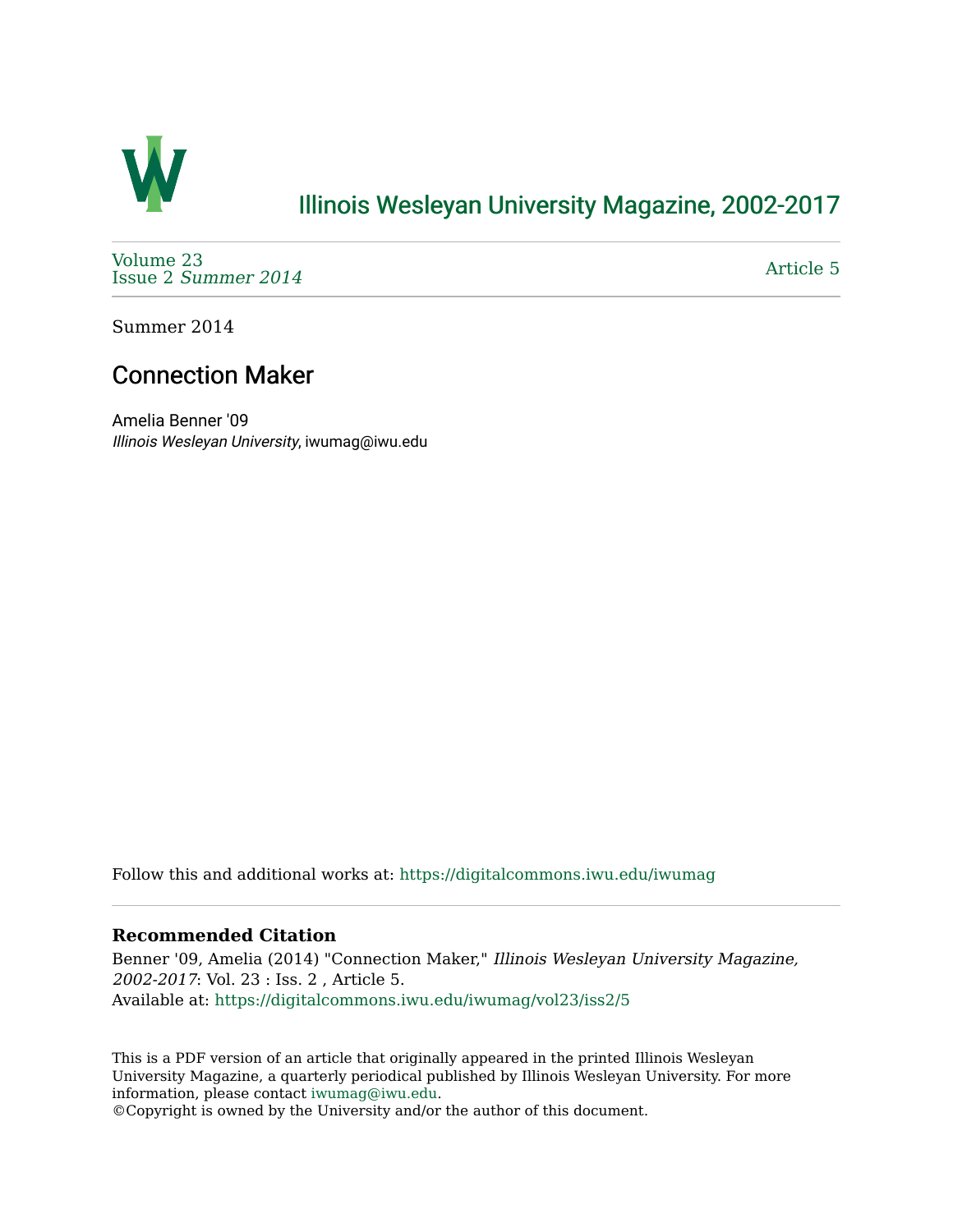Illinois Wesleyan University Magazine, 2002-2017

Volume 23
Issue 2 *Summer 2014*

Article 5

Summer 2014

# Connection Maker

Amelia Benner '09
*Illinois Wesleyan University*, iwumag@iwu.edu

Follow this and additional works at: https://digitalcommons.iwu.edu/iwumag

### Recommended Citation

Benner '09, Amelia (2014) "Connection Maker," *Illinois Wesleyan University Magazine, 2002-2017*: Vol. 23 : Iss. 2 , Article 5.
Available at: https://digitalcommons.iwu.edu/iwumag/vol23/iss2/5

This is a PDF version of an article that originally appeared in the printed Illinois Wesleyan University Magazine, a quarterly periodical published by Illinois Wesleyan University. For more information, please contact iwumag@iwu.edu.
©Copyright is owned by the University and/or the author of this document.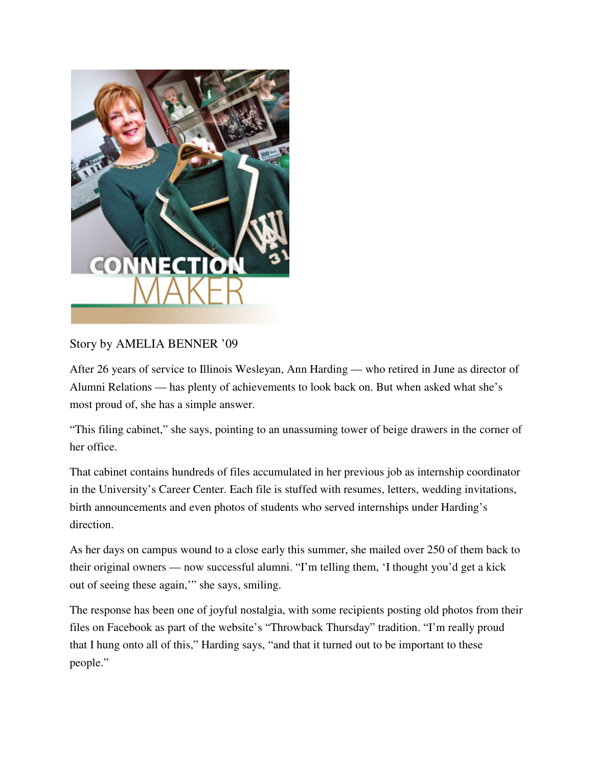# CONNECTION MAKER

Story by AMELIA BENNER '09

After 26 years of service to Illinois Wesleyan, Ann Harding — who retired in June as director of Alumni Relations — has plenty of achievements to look back on. But when asked what she's most proud of, she has a simple answer.

"This filing cabinet," she says, pointing to an unassuming tower of beige drawers in the corner of her office.

That cabinet contains hundreds of files accumulated in her previous job as internship coordinator in the University's Career Center. Each file is stuffed with resumes, letters, wedding invitations, birth announcements and even photos of students who served internships under Harding's direction.

As her days on campus wound to a close early this summer, she mailed over 250 of them back to their original owners — now successful alumni. "I'm telling them, 'I thought you'd get a kick out of seeing these again,'" she says, smiling.

The response has been one of joyful nostalgia, with some recipients posting old photos from their files on Facebook as part of the website's "Throwback Thursday" tradition. "I'm really proud that I hung onto all of this," Harding says, "and that it turned out to be important to these people."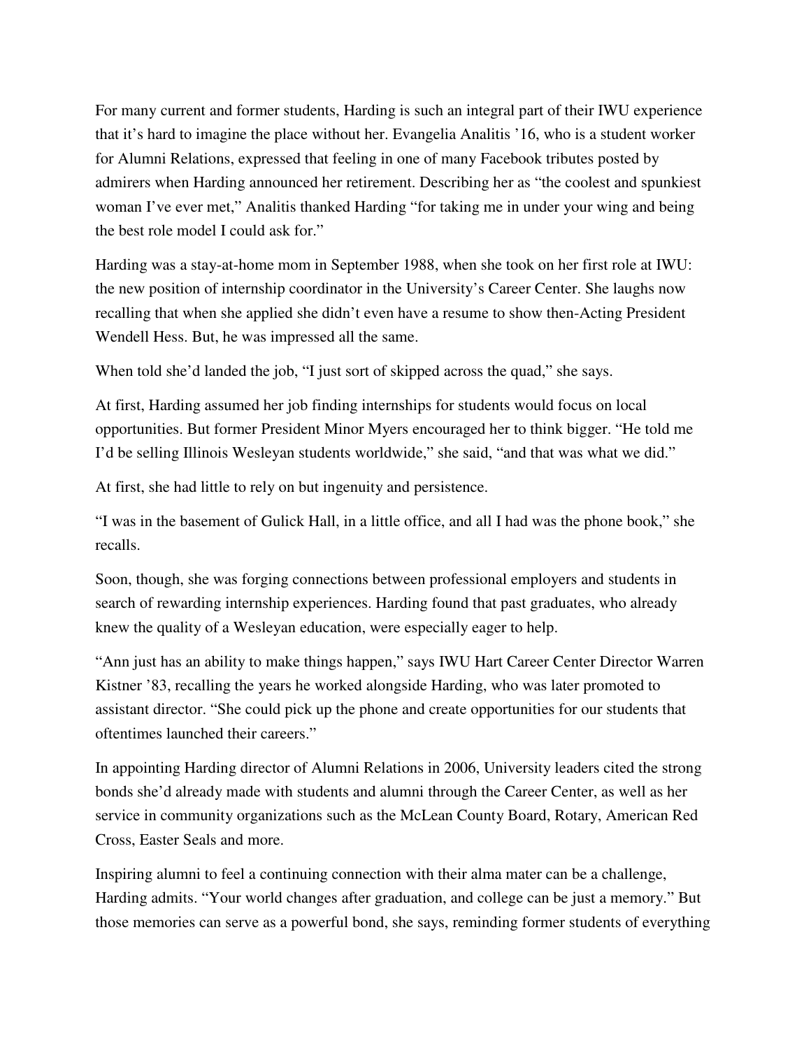For many current and former students, Harding is such an integral part of their IWU experience that it's hard to imagine the place without her. Evangelia Analitis '16, who is a student worker for Alumni Relations, expressed that feeling in one of many Facebook tributes posted by admirers when Harding announced her retirement. Describing her as "the coolest and spunkiest woman I've ever met," Analitis thanked Harding "for taking me in under your wing and being the best role model I could ask for."

Harding was a stay-at-home mom in September 1988, when she took on her first role at IWU: the new position of internship coordinator in the University's Career Center. She laughs now recalling that when she applied she didn't even have a resume to show then-Acting President Wendell Hess. But, he was impressed all the same.

When told she'd landed the job, "I just sort of skipped across the quad," she says.

At first, Harding assumed her job finding internships for students would focus on local opportunities. But former President Minor Myers encouraged her to think bigger. "He told me I'd be selling Illinois Wesleyan students worldwide," she said, "and that was what we did."

At first, she had little to rely on but ingenuity and persistence.

"I was in the basement of Gulick Hall, in a little office, and all I had was the phone book," she recalls.

Soon, though, she was forging connections between professional employers and students in search of rewarding internship experiences. Harding found that past graduates, who already knew the quality of a Wesleyan education, were especially eager to help.

"Ann just has an ability to make things happen," says IWU Hart Career Center Director Warren Kistner '83, recalling the years he worked alongside Harding, who was later promoted to assistant director. "She could pick up the phone and create opportunities for our students that oftentimes launched their careers."

In appointing Harding director of Alumni Relations in 2006, University leaders cited the strong bonds she'd already made with students and alumni through the Career Center, as well as her service in community organizations such as the McLean County Board, Rotary, American Red Cross, Easter Seals and more.

Inspiring alumni to feel a continuing connection with their alma mater can be a challenge, Harding admits. "Your world changes after graduation, and college can be just a memory." But those memories can serve as a powerful bond, she says, reminding former students of everything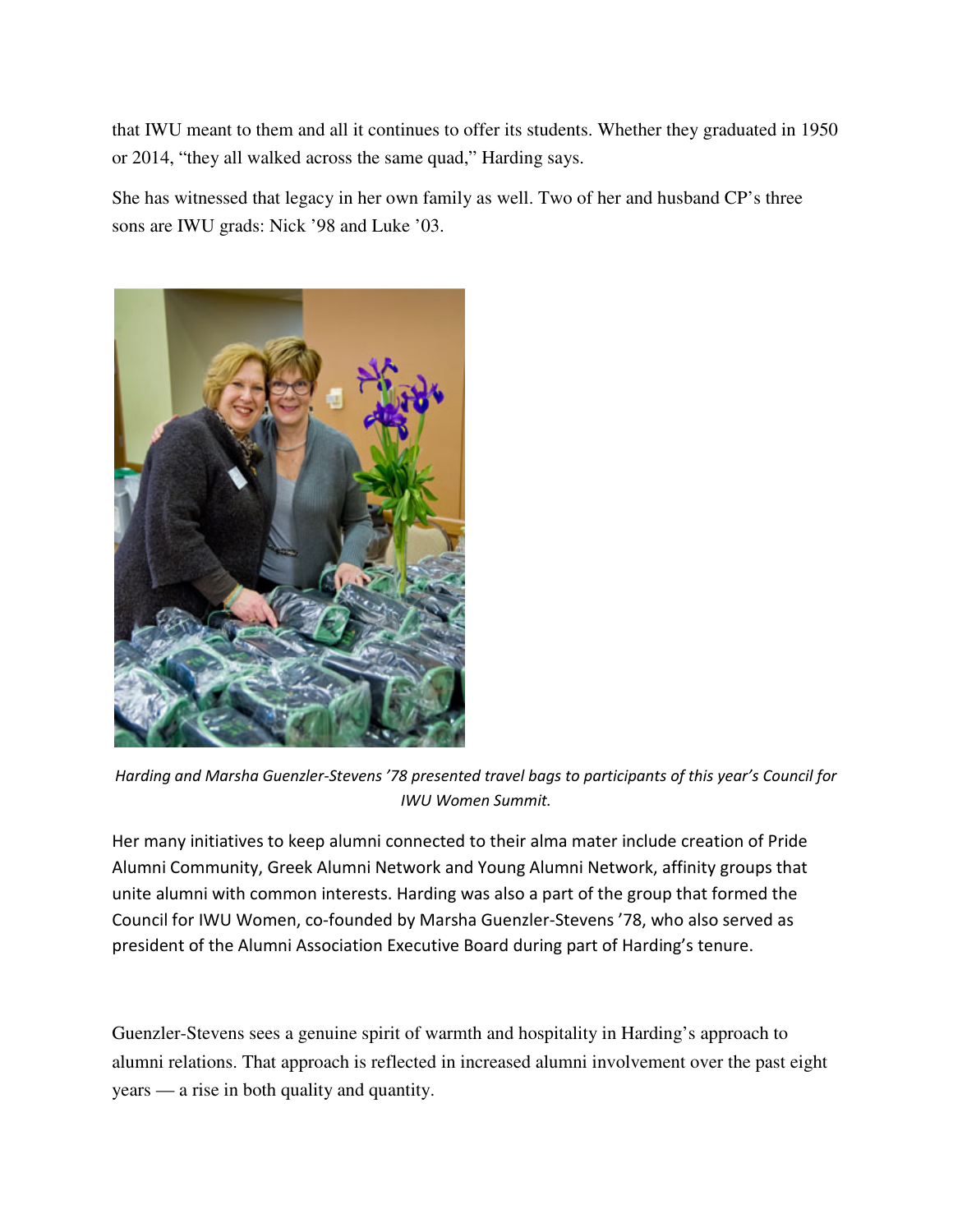that IWU meant to them and all it continues to offer its students. Whether they graduated in 1950 or 2014, "they all walked across the same quad," Harding says.

She has witnessed that legacy in her own family as well. Two of her and husband CP's three sons are IWU grads: Nick '98 and Luke '03.

*Harding and Marsha Guenzler-Stevens '78 presented travel bags to participants of this year's Council for IWU Women Summit.*

Her many initiatives to keep alumni connected to their alma mater include creation of Pride Alumni Community, Greek Alumni Network and Young Alumni Network, affinity groups that unite alumni with common interests. Harding was also a part of the group that formed the Council for IWU Women, co-founded by Marsha Guenzler-Stevens '78, who also served as president of the Alumni Association Executive Board during part of Harding's tenure.

Guenzler-Stevens sees a genuine spirit of warmth and hospitality in Harding's approach to alumni relations. That approach is reflected in increased alumni involvement over the past eight years — a rise in both quality and quantity.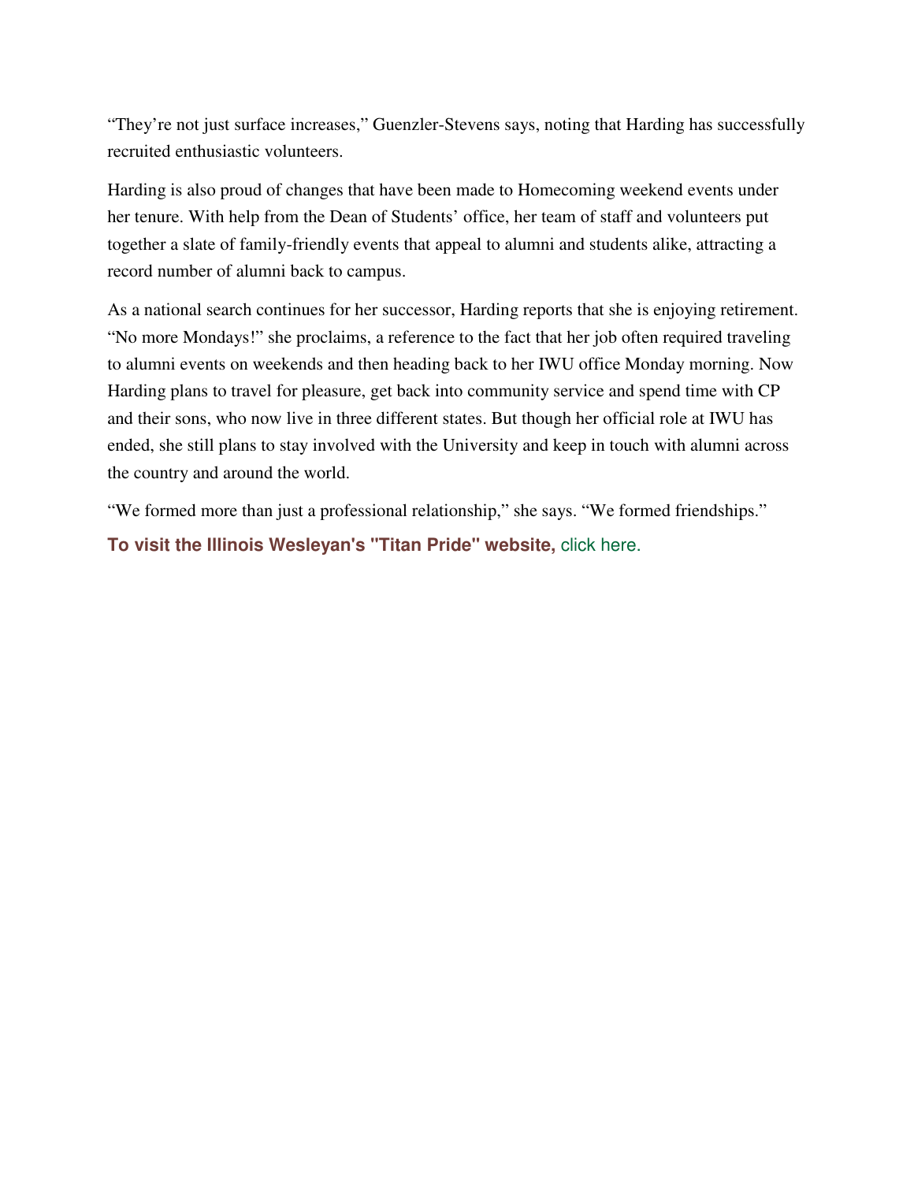"They're not just surface increases," Guenzler-Stevens says, noting that Harding has successfully recruited enthusiastic volunteers.

Harding is also proud of changes that have been made to Homecoming weekend events under her tenure. With help from the Dean of Students' office, her team of staff and volunteers put together a slate of family-friendly events that appeal to alumni and students alike, attracting a record number of alumni back to campus.

As a national search continues for her successor, Harding reports that she is enjoying retirement. "No more Mondays!" she proclaims, a reference to the fact that her job often required traveling to alumni events on weekends and then heading back to her IWU office Monday morning. Now Harding plans to travel for pleasure, get back into community service and spend time with CP and their sons, who now live in three different states. But though her official role at IWU has ended, she still plans to stay involved with the University and keep in touch with alumni across the country and around the world.

"We formed more than just a professional relationship," she says. "We formed friendships."

**To visit the Illinois Wesleyan's "Titan Pride" website,** click here.